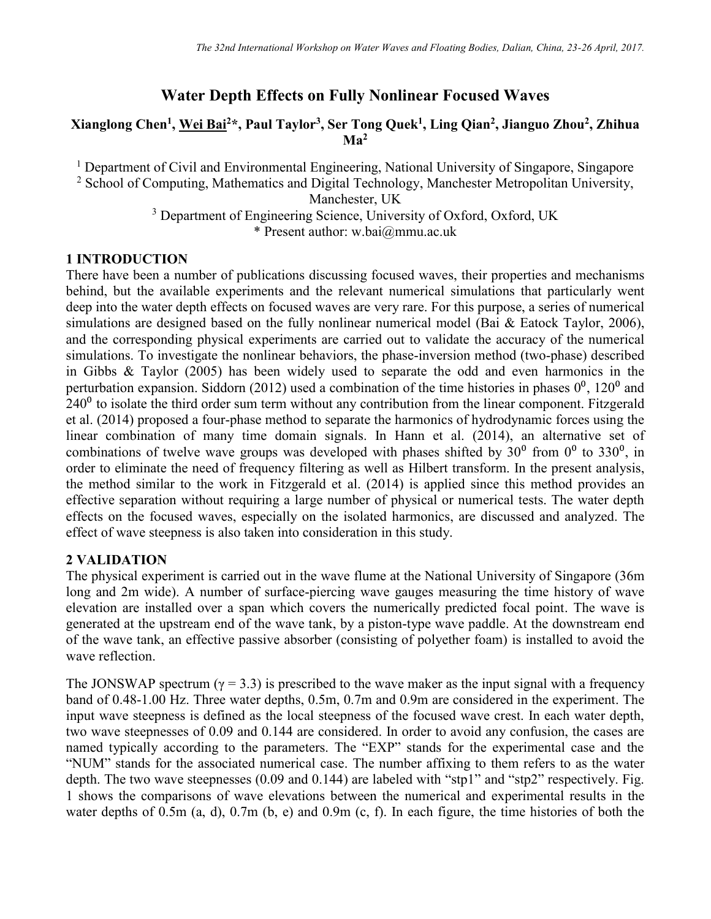# Water Depth Effects on Fully Nonlinear Focused Waves

**Xianglong Chen[1], Wei Bai[2]*, Paul Taylor[3], Ser Tong Quek[1], Ling Qian[2], Jianguo Zhou[2], Zhihua Ma[2]**

[1] Department of Civil and Environmental Engineering, National University of Singapore, Singapore
[2] School of Computing, Mathematics and Digital Technology, Manchester Metropolitan University, Manchester, UK
[3] Department of Engineering Science, University of Oxford, Oxford, UK
* Present author: w.bai@mmu.ac.uk

## 1 INTRODUCTION

There have been a number of publications discussing focused waves, their properties and mechanisms behind, but the available experiments and the relevant numerical simulations that particularly went deep into the water depth effects on focused waves are very rare. For this purpose, a series of numerical simulations are designed based on the fully nonlinear numerical model (Bai & Eatock Taylor, 2006), and the corresponding physical experiments are carried out to validate the accuracy of the numerical simulations. To investigate the nonlinear behaviors, the phase-inversion method (two-phase) described in Gibbs & Taylor (2005) has been widely used to separate the odd and even harmonics in the perturbation expansion. Siddorn (2012) used a combination of the time histories in phases $0^0$, $120^0$ and $240^0$ to isolate the third order sum term without any contribution from the linear component. Fitzgerald et al. (2014) proposed a four-phase method to separate the harmonics of hydrodynamic forces using the linear combination of many time domain signals. In Hann et al. (2014), an alternative set of combinations of twelve wave groups was developed with phases shifted by $30^0$ from $0^0$ to $330^0$, in order to eliminate the need of frequency filtering as well as Hilbert transform. In the present analysis, the method similar to the work in Fitzgerald et al. (2014) is applied since this method provides an effective separation without requiring a large number of physical or numerical tests. The water depth effects on the focused waves, especially on the isolated harmonics, are discussed and analyzed. The effect of wave steepness is also taken into consideration in this study.

## 2 VALIDATION

The physical experiment is carried out in the wave flume at the National University of Singapore (36m long and 2m wide). A number of surface-piercing wave gauges measuring the time history of wave elevation are installed over a span which covers the numerically predicted focal point. The wave is generated at the upstream end of the wave tank, by a piston-type wave paddle. At the downstream end of the wave tank, an effective passive absorber (consisting of polyether foam) is installed to avoid the wave reflection.

The JONSWAP spectrum ($\gamma$ = 3.3) is prescribed to the wave maker as the input signal with a frequency band of 0.48-1.00 Hz. Three water depths, 0.5m, 0.7m and 0.9m are considered in the experiment. The input wave steepness is defined as the local steepness of the focused wave crest. In each water depth, two wave steepnesses of 0.09 and 0.144 are considered. In order to avoid any confusion, the cases are named typically according to the parameters. The "EXP" stands for the experimental case and the "NUM" stands for the associated numerical case. The number affixing to them refers to as the water depth. The two wave steepnesses (0.09 and 0.144) are labeled with "stp1" and "stp2" respectively. Fig. 1 shows the comparisons of wave elevations between the numerical and experimental results in the water depths of 0.5m (a, d), 0.7m (b, e) and 0.9m (c, f). In each figure, the time histories of both the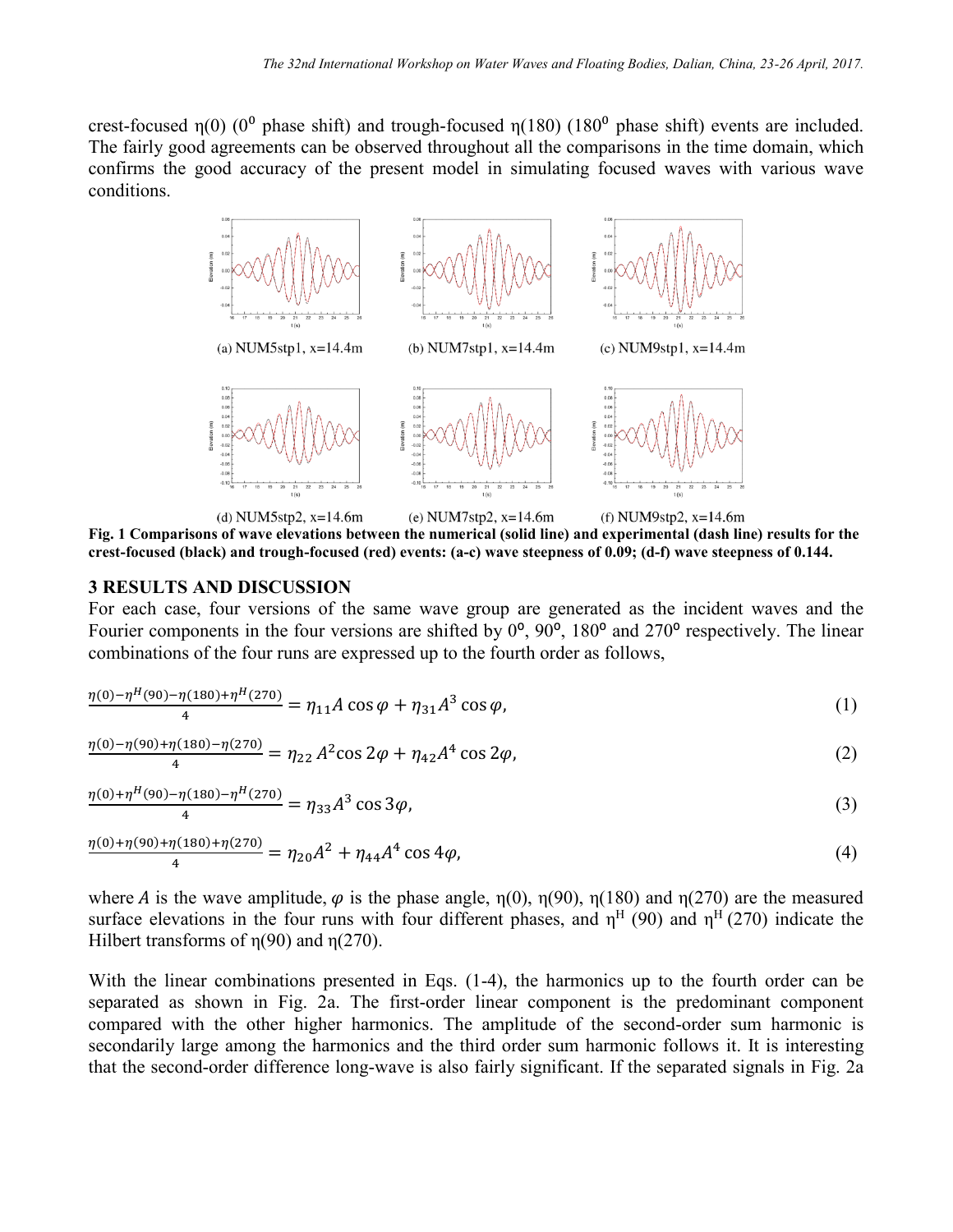crest-focused η(0) ($0^0$ phase shift) and trough-focused η(180) ($180^0$ phase shift) events are included. The fairly good agreements can be observed throughout all the comparisons in the time domain, which confirms the good accuracy of the present model in simulating focused waves with various wave conditions.

(a) NUM5stp1, x=14.4m (b) NUM7stp1, x=14.4m (c) NUM9stp1, x=14.4m

(d) NUM5stp2, x=14.6m (e) NUM7stp2, x=14.6m (f) NUM9stp2, x=14.6m

**Fig. 1 Comparisons of wave elevations between the numerical (solid line) and experimental (dash line) results for the crest-focused (black) and trough-focused (red) events: (a-c) wave steepness of 0.09; (d-f) wave steepness of 0.144.**

## 3 RESULTS AND DISCUSSION

For each case, four versions of the same wave group are generated as the incident waves and the Fourier components in the four versions are shifted by 0º, 90º, 180º and 270º respectively. The linear combinations of the four runs are expressed up to the fourth order as follows,

$$\frac{\eta(0)-\eta^H(90)-\eta(180)+\eta^H(270)}{4} = \eta_{11}A\cos\varphi + \eta_{31}A^3\cos\varphi, \tag{1}$$

$$\frac{\eta(0)-\eta(90)+\eta(180)-\eta(270)}{4} = \eta_{22}A^2\cos 2\varphi + \eta_{42}A^4\cos 2\varphi, \tag{2}$$

$$\frac{\eta(0)+\eta^H(90)-\eta(180)-\eta^H(270)}{4} = \eta_{33}A^3\cos 3\varphi, \tag{3}$$

$$\frac{\eta(0)+\eta(90)+\eta(180)+\eta(270)}{4} = \eta_{20}A^2 + \eta_{44}A^4\cos 4\varphi, \tag{4}$$

where $A$ is the wave amplitude, $\varphi$ is the phase angle, η(0), η(90), η(180) and η(270) are the measured surface elevations in the four runs with four different phases, and $\eta^H$ (90) and $\eta^H$ (270) indicate the Hilbert transforms of η(90) and η(270).

With the linear combinations presented in Eqs. (1-4), the harmonics up to the fourth order can be separated as shown in Fig. 2a. The first-order linear component is the predominant component compared with the other higher harmonics. The amplitude of the second-order sum harmonic is secondarily large among the harmonics and the third order sum harmonic follows it. It is interesting that the second-order difference long-wave is also fairly significant. If the separated signals in Fig. 2a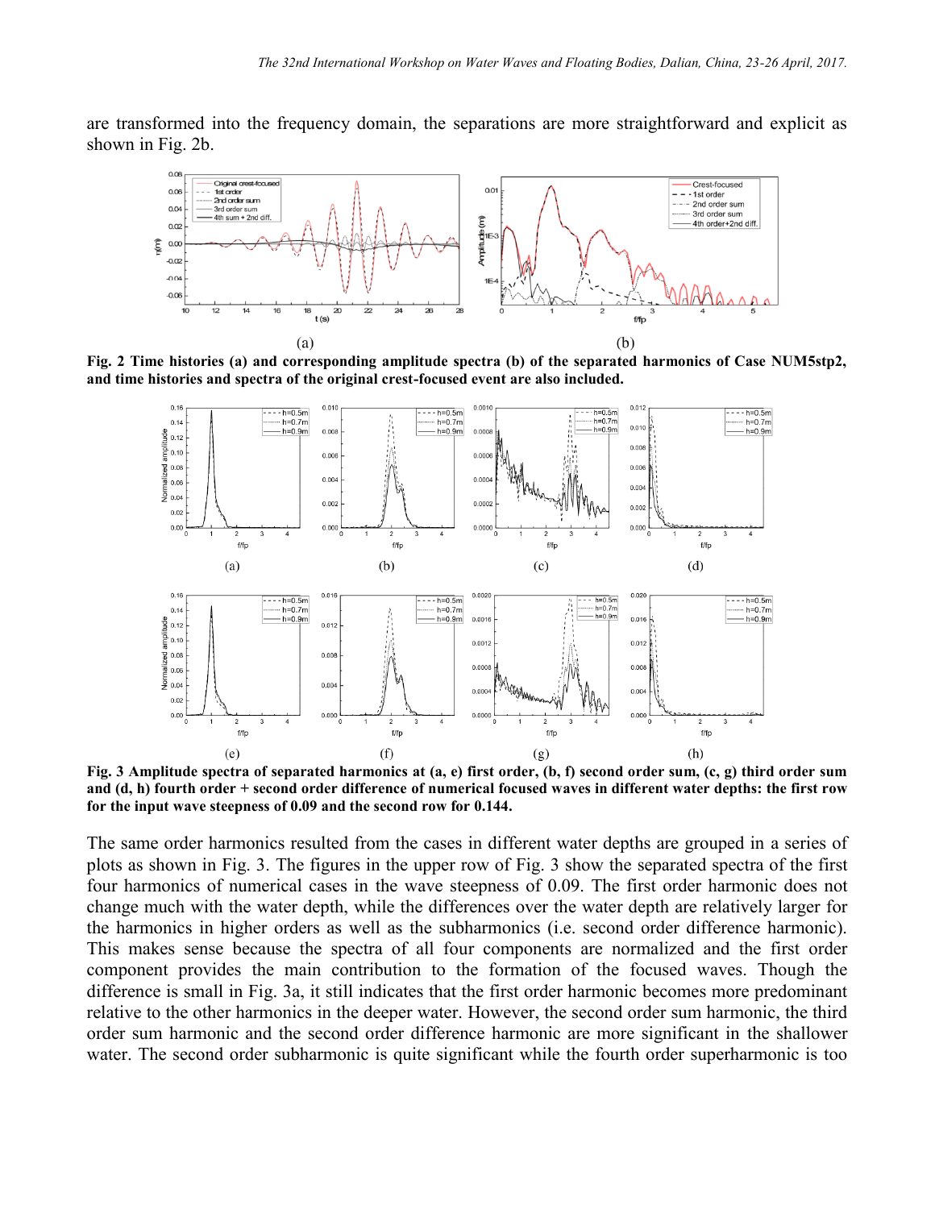are transformed into the frequency domain, the separations are more straightforward and explicit as shown in Fig. 2b.

**Fig. 2 Time histories (a) and corresponding amplitude spectra (b) of the separated harmonics of Case NUM5stp2, and time histories and spectra of the original crest-focused event are also included.**

**Fig. 3 Amplitude spectra of separated harmonics at (a, e) first order, (b, f) second order sum, (c, g) third order sum and (d, h) fourth order + second order difference of numerical focused waves in different water depths: the first row for the input wave steepness of 0.09 and the second row for 0.144.**

The same order harmonics resulted from the cases in different water depths are grouped in a series of plots as shown in Fig. 3. The figures in the upper row of Fig. 3 show the separated spectra of the first four harmonics of numerical cases in the wave steepness of 0.09. The first order harmonic does not change much with the water depth, while the differences over the water depth are relatively larger for the harmonics in higher orders as well as the subharmonics (i.e. second order difference harmonic). This makes sense because the spectra of all four components are normalized and the first order component provides the main contribution to the formation of the focused waves. Though the difference is small in Fig. 3a, it still indicates that the first order harmonic becomes more predominant relative to the other harmonics in the deeper water. However, the second order sum harmonic, the third order sum harmonic and the second order difference harmonic are more significant in the shallower water. The second order subharmonic is quite significant while the fourth order superharmonic is too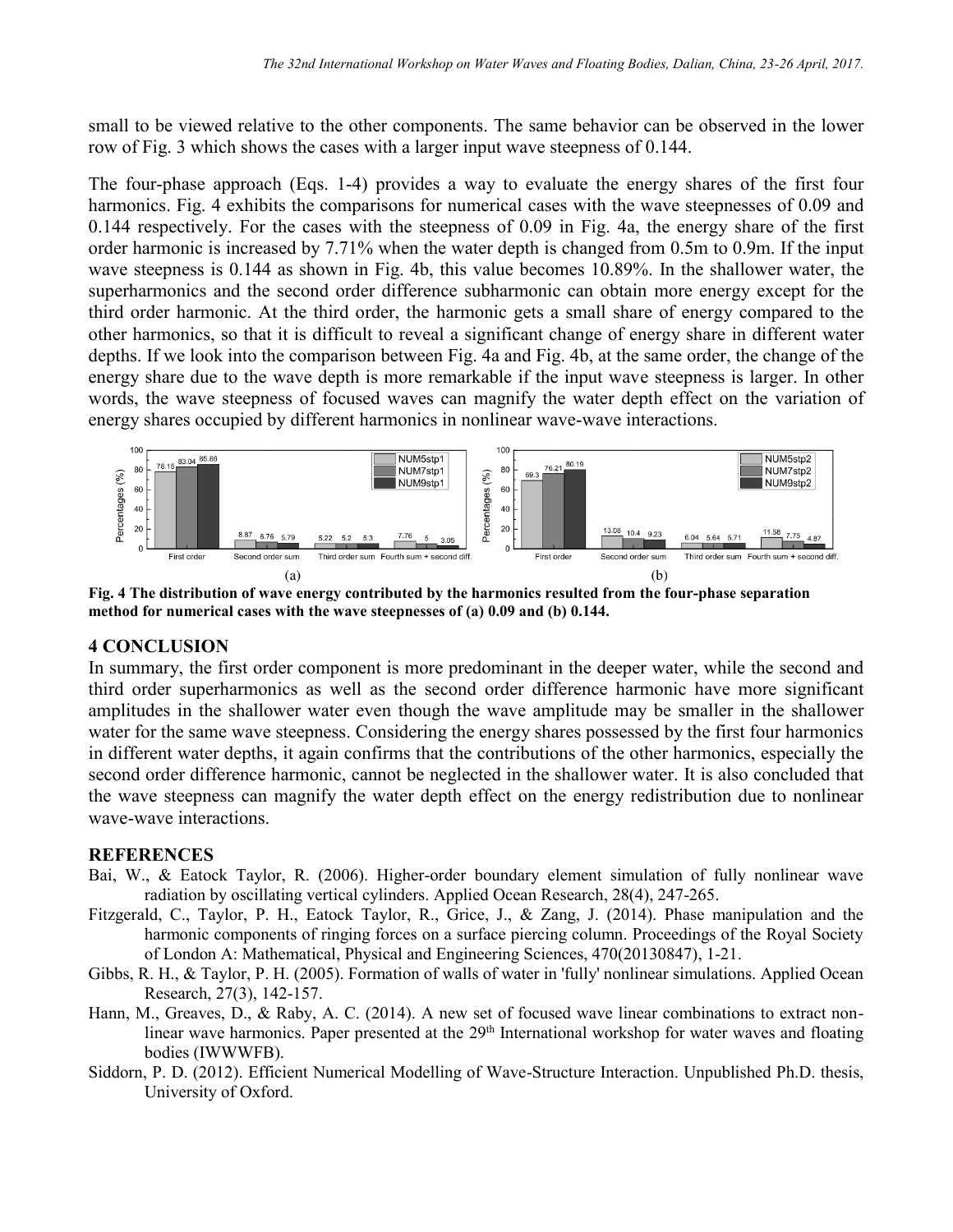small to be viewed relative to the other components. The same behavior can be observed in the lower row of Fig. 3 which shows the cases with a larger input wave steepness of 0.144.

The four-phase approach (Eqs. 1-4) provides a way to evaluate the energy shares of the first four harmonics. Fig. 4 exhibits the comparisons for numerical cases with the wave steepnesses of 0.09 and 0.144 respectively. For the cases with the steepness of 0.09 in Fig. 4a, the energy share of the first order harmonic is increased by 7.71% when the water depth is changed from 0.5m to 0.9m. If the input wave steepness is 0.144 as shown in Fig. 4b, this value becomes 10.89%. In the shallower water, the superharmonics and the second order difference subharmonic can obtain more energy except for the third order harmonic. At the third order, the harmonic gets a small share of energy compared to the other harmonics, so that it is difficult to reveal a significant change of energy share in different water depths. If we look into the comparison between Fig. 4a and Fig. 4b, at the same order, the change of the energy share due to the wave depth is more remarkable if the input wave steepness is larger. In other words, the wave steepness of focused waves can magnify the water depth effect on the variation of energy shares occupied by different harmonics in nonlinear wave-wave interactions.

(a)

Percentages (%)
100
80
60
40
20
0
78.15 83.04 85.86
8.87 6.76 5.79
5.22 5.2 5.3
7.76 5 3.05
First order
Second order sum
Third order sum
Fourth sum + second diff.
NUM5stp1
NUM7stp1
NUM9stp1

(b)

Percentages (%)
100
80
60
40
20
0
69.3 76.21 80.19
13.08 10.4 9.23
6.04 5.64 5.71
11.58 7.75 4.87
First order
Second order sum
Third order sum
Fourth sum + second diff.
NUM5stp2
NUM7stp2
NUM9stp2

**Fig. 4 The distribution of wave energy contributed by the harmonics resulted from the four-phase separation method for numerical cases with the wave steepnesses of (a) 0.09 and (b) 0.144.**

## 4 CONCLUSION

In summary, the first order component is more predominant in the deeper water, while the second and third order superharmonics as well as the second order difference harmonic have more significant amplitudes in the shallower water even though the wave amplitude may be smaller in the shallower water for the same wave steepness. Considering the energy shares possessed by the first four harmonics in different water depths, it again confirms that the contributions of the other harmonics, especially the second order difference harmonic, cannot be neglected in the shallower water. It is also concluded that the wave steepness can magnify the water depth effect on the energy redistribution due to nonlinear wave-wave interactions.

## REFERENCES

Bai, W., & Eatock Taylor, R. (2006). Higher-order boundary element simulation of fully nonlinear wave radiation by oscillating vertical cylinders. Applied Ocean Research, 28(4), 247-265.

Fitzgerald, C., Taylor, P. H., Eatock Taylor, R., Grice, J., & Zang, J. (2014). Phase manipulation and the harmonic components of ringing forces on a surface piercing column. Proceedings of the Royal Society of London A: Mathematical, Physical and Engineering Sciences, 470(20130847), 1-21.

Gibbs, R. H., & Taylor, P. H. (2005). Formation of walls of water in 'fully' nonlinear simulations. Applied Ocean Research, 27(3), 142-157.

Hann, M., Greaves, D., & Raby, A. C. (2014). A new set of focused wave linear combinations to extract non-linear wave harmonics. Paper presented at the 29th International workshop for water waves and floating bodies (IWWWFB).

Siddorn, P. D. (2012). Efficient Numerical Modelling of Wave-Structure Interaction. Unpublished Ph.D. thesis, University of Oxford.